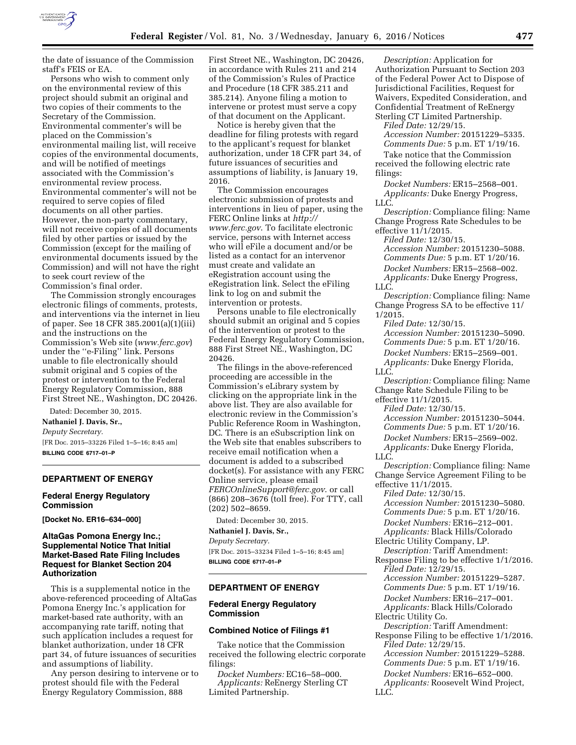the date of issuance of the Commission staff's FEIS or EA.

Persons who wish to comment only on the environmental review of this project should submit an original and two copies of their comments to the Secretary of the Commission. Environmental commenter's will be placed on the Commission's environmental mailing list, will receive copies of the environmental documents, and will be notified of meetings associated with the Commission's environmental review process. Environmental commenter's will not be required to serve copies of filed documents on all other parties. However, the non-party commentary, will not receive copies of all documents filed by other parties or issued by the Commission (except for the mailing of environmental documents issued by the Commission) and will not have the right to seek court review of the Commission's final order.

The Commission strongly encourages electronic filings of comments, protests, and interventions via the internet in lieu of paper. See 18 CFR 385.2001(a)(1)(iii) and the instructions on the Commission's Web site (*www.ferc.gov*) under the ''e-Filing'' link. Persons unable to file electronically should submit original and 5 copies of the protest or intervention to the Federal Energy Regulatory Commission, 888 First Street NE., Washington, DC 20426.

Dated: December 30, 2015.

**Nathaniel J. Davis, Sr.,**

*Deputy Secretary.*

[FR Doc. 2015–33226 Filed 1–5–16; 8:45 am]

**BILLING CODE 6717–01–P**

## DEPARTMENT OF ENERGY

### Federal Energy Regulatory Commission

**[Docket No. ER16–634–000]**

### AltaGas Pomona Energy Inc.; Supplemental Notice That Initial Market-Based Rate Filing Includes Request for Blanket Section 204 Authorization

This is a supplemental notice in the above-referenced proceeding of AltaGas Pomona Energy Inc.'s application for market-based rate authority, with an accompanying rate tariff, noting that such application includes a request for blanket authorization, under 18 CFR part 34, of future issuances of securities and assumptions of liability.

Any person desiring to intervene or to protest should file with the Federal Energy Regulatory Commission, 888 First Street NE., Washington, DC 20426, in accordance with Rules 211 and 214 of the Commission's Rules of Practice and Procedure (18 CFR 385.211 and 385.214). Anyone filing a motion to intervene or protest must serve a copy of that document on the Applicant.

Notice is hereby given that the deadline for filing protests with regard to the applicant's request for blanket authorization, under 18 CFR part 34, of future issuances of securities and assumptions of liability, is January 19, 2016.

The Commission encourages electronic submission of protests and interventions in lieu of paper, using the FERC Online links at *http://www.ferc.gov*. To facilitate electronic service, persons with Internet access who will eFile a document and/or be listed as a contact for an intervenor must create and validate an eRegistration account using the eRegistration link. Select the eFiling link to log on and submit the intervention or protests.

Persons unable to file electronically should submit an original and 5 copies of the intervention or protest to the Federal Energy Regulatory Commission, 888 First Street NE., Washington, DC 20426.

The filings in the above-referenced proceeding are accessible in the Commission's eLibrary system by clicking on the appropriate link in the above list. They are also available for electronic review in the Commission's Public Reference Room in Washington, DC. There is an eSubscription link on the Web site that enables subscribers to receive email notification when a document is added to a subscribed docket(s). For assistance with any FERC Online service, please email *FERCOnlineSupport@ferc.gov*. or call (866) 208–3676 (toll free). For TTY, call (202) 502–8659.

Dated: December 30, 2015.

**Nathaniel J. Davis, Sr.,**

*Deputy Secretary.*

[FR Doc. 2015–33234 Filed 1–5–16; 8:45 am]

**BILLING CODE 6717–01–P**

## DEPARTMENT OF ENERGY

### Federal Energy Regulatory Commission

### Combined Notice of Filings #1

Take notice that the Commission received the following electric corporate filings:

*Docket Numbers:* EC16–58–000.
*Applicants:* ReEnergy Sterling CT Limited Partnership.
*Description:* Application for Authorization Pursuant to Section 203 of the Federal Power Act to Dispose of Jurisdictional Facilities, Request for Waivers, Expedited Consideration, and Confidential Treatment of ReEnergy Sterling CT Limited Partnership.
*Filed Date:* 12/29/15.
*Accession Number:* 20151229–5335.
*Comments Due:* 5 p.m. ET 1/19/16.

Take notice that the Commission received the following electric rate filings:

*Docket Numbers:* ER15–2568–001.
*Applicants:* Duke Energy Progress, LLC.
*Description:* Compliance filing: Name Change Progress Rate Schedules to be effective 11/1/2015.
*Filed Date:* 12/30/15.
*Accession Number:* 20151230–5088.
*Comments Due:* 5 p.m. ET 1/20/16.

*Docket Numbers:* ER15–2568–002.
*Applicants:* Duke Energy Progress, LLC.
*Description:* Compliance filing: Name Change Progress SA to be effective 11/1/2015.
*Filed Date:* 12/30/15.
*Accession Number:* 20151230–5090.
*Comments Due:* 5 p.m. ET 1/20/16.

*Docket Numbers:* ER15–2569–001.
*Applicants:* Duke Energy Florida, LLC.
*Description:* Compliance filing: Name Change Rate Schedule Filing to be effective 11/1/2015.
*Filed Date:* 12/30/15.
*Accession Number:* 20151230–5044.
*Comments Due:* 5 p.m. ET 1/20/16.

*Docket Numbers:* ER15–2569–002.
*Applicants:* Duke Energy Florida, LLC.
*Description:* Compliance filing: Name Change Service Agreement Filing to be effective 11/1/2015.
*Filed Date:* 12/30/15.
*Accession Number:* 20151230–5080.
*Comments Due:* 5 p.m. ET 1/20/16.

*Docket Numbers:* ER16–212–001.
*Applicants:* Black Hills/Colorado Electric Utility Company, LP.
*Description:* Tariff Amendment: Response Filing to be effective 1/1/2016.
*Filed Date:* 12/29/15.
*Accession Number:* 20151229–5287.
*Comments Due:* 5 p.m. ET 1/19/16.

*Docket Numbers:* ER16–217–001.
*Applicants:* Black Hills/Colorado Electric Utility Co.
*Description:* Tariff Amendment: Response Filing to be effective 1/1/2016.
*Filed Date:* 12/29/15.
*Accession Number:* 20151229–5288.
*Comments Due:* 5 p.m. ET 1/19/16.

*Docket Numbers:* ER16–652–000.
*Applicants:* Roosevelt Wind Project, LLC.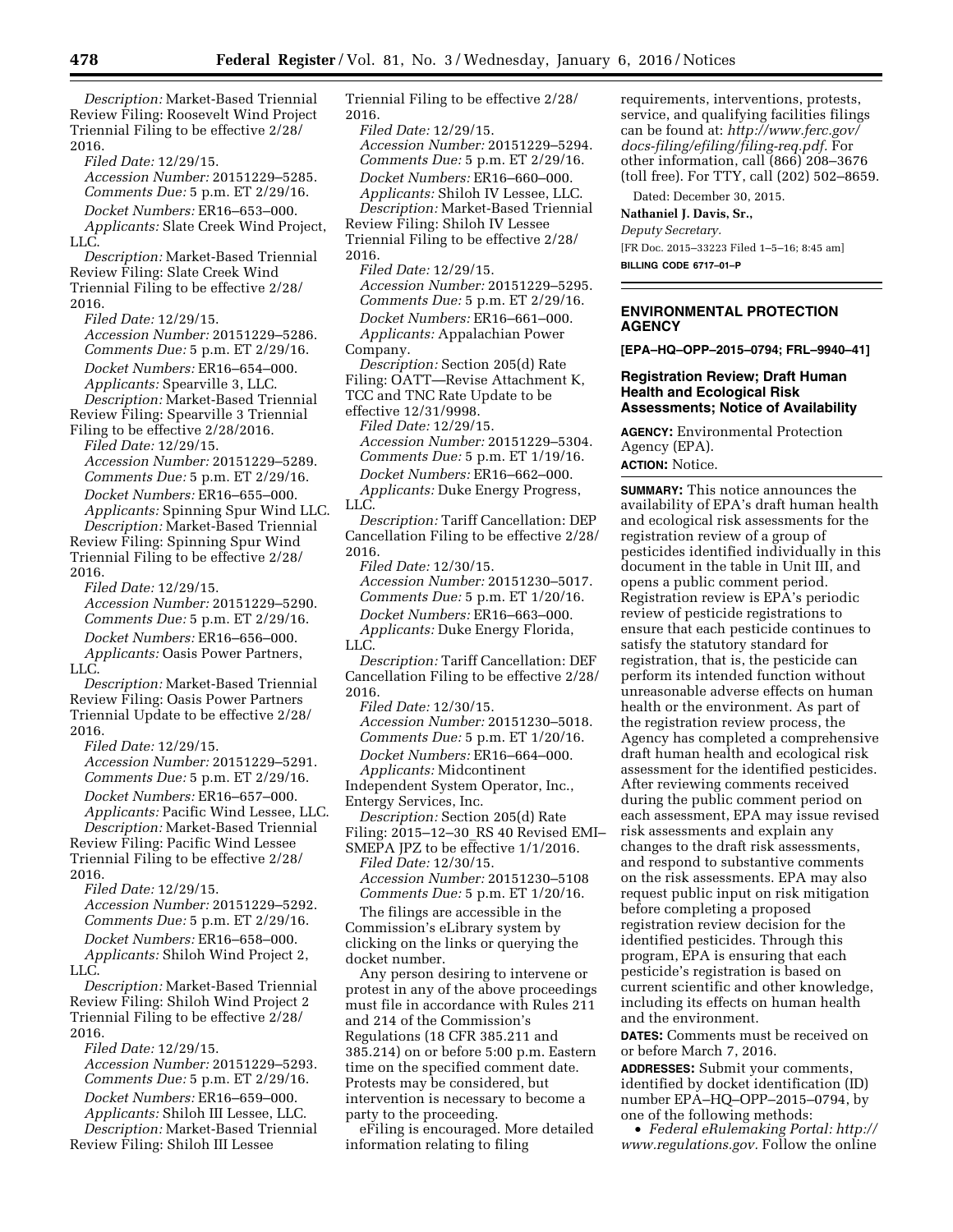*Description:* Market-Based Triennial Review Filing: Roosevelt Wind Project Triennial Filing to be effective 2/28/2016.

*Filed Date:* 12/29/15.

*Accession Number:* 20151229–5285.

*Comments Due:* 5 p.m. ET 2/29/16.

*Docket Numbers:* ER16–653–000.

*Applicants:* Slate Creek Wind Project, LLC.

*Description:* Market-Based Triennial Review Filing: Slate Creek Wind Triennial Filing to be effective 2/28/2016.

*Filed Date:* 12/29/15.

*Accession Number:* 20151229–5286.

*Comments Due:* 5 p.m. ET 2/29/16.

*Docket Numbers:* ER16–654–000.

*Applicants:* Spearville 3, LLC.

*Description:* Market-Based Triennial Review Filing: Spearville 3 Triennial Filing to be effective 2/28/2016.

*Filed Date:* 12/29/15.

*Accession Number:* 20151229–5289.

*Comments Due:* 5 p.m. ET 2/29/16.

*Docket Numbers:* ER16–655–000.

*Applicants:* Spinning Spur Wind LLC.

*Description:* Market-Based Triennial Review Filing: Spinning Spur Wind Triennial Filing to be effective 2/28/2016.

*Filed Date:* 12/29/15.

*Accession Number:* 20151229–5290.

*Comments Due:* 5 p.m. ET 2/29/16.

*Docket Numbers:* ER16–656–000.

*Applicants:* Oasis Power Partners, LLC.

*Description:* Market-Based Triennial Review Filing: Oasis Power Partners Triennial Update to be effective 2/28/2016.

*Filed Date:* 12/29/15.

*Accession Number:* 20151229–5291.

*Comments Due:* 5 p.m. ET 2/29/16.

*Docket Numbers:* ER16–657–000.

*Applicants:* Pacific Wind Lessee, LLC.

*Description:* Market-Based Triennial Review Filing: Pacific Wind Lessee Triennial Filing to be effective 2/28/2016.

*Filed Date:* 12/29/15.

*Accession Number:* 20151229–5292.

*Comments Due:* 5 p.m. ET 2/29/16.

*Docket Numbers:* ER16–658–000.

*Applicants:* Shiloh Wind Project 2, LLC.

*Description:* Market-Based Triennial Review Filing: Shiloh Wind Project 2 Triennial Filing to be effective 2/28/2016.

*Filed Date:* 12/29/15.

*Accession Number:* 20151229–5293.

*Comments Due:* 5 p.m. ET 2/29/16.

*Docket Numbers:* ER16–659–000.

*Applicants:* Shiloh III Lessee, LLC.

*Description:* Market-Based Triennial Review Filing: Shiloh III Lessee Triennial Filing to be effective 2/28/2016.

*Filed Date:* 12/29/15.

*Accession Number:* 20151229–5294.

*Comments Due:* 5 p.m. ET 2/29/16.

*Docket Numbers:* ER16–660–000.

*Applicants:* Shiloh IV Lessee, LLC.

*Description:* Market-Based Triennial Review Filing: Shiloh IV Lessee Triennial Filing to be effective 2/28/2016.

*Filed Date:* 12/29/15.

*Accession Number:* 20151229–5295.

*Comments Due:* 5 p.m. ET 2/29/16.

*Docket Numbers:* ER16–661–000.

*Applicants:* Appalachian Power Company.

*Description:* Section 205(d) Rate Filing: OATT—Revise Attachment K, TCC and TNC Rate Update to be effective 12/31/9998.

*Filed Date:* 12/29/15.

*Accession Number:* 20151229–5304.

*Comments Due:* 5 p.m. ET 1/19/16.

*Docket Numbers:* ER16–662–000.

*Applicants:* Duke Energy Progress, LLC.

*Description:* Tariff Cancellation: DEP Cancellation Filing to be effective 2/28/2016.

*Filed Date:* 12/30/15.

*Accession Number:* 20151230–5017.

*Comments Due:* 5 p.m. ET 1/20/16.

*Docket Numbers:* ER16–663–000.

*Applicants:* Duke Energy Florida, LLC.

*Description:* Tariff Cancellation: DEF Cancellation Filing to be effective 2/28/2016.

*Filed Date:* 12/30/15.

*Accession Number:* 20151230–5018.

*Comments Due:* 5 p.m. ET 1/20/16.

*Docket Numbers:* ER16–664–000.

*Applicants:* Midcontinent Independent System Operator, Inc., Entergy Services, Inc.

*Description:* Section 205(d) Rate Filing: 2015–12–30_RS 40 Revised EMI–SMEPA JPZ to be effective 1/1/2016.

*Filed Date:* 12/30/15.

*Accession Number:* 20151230–5108

*Comments Due:* 5 p.m. ET 1/20/16.

The filings are accessible in the Commission's eLibrary system by clicking on the links or querying the docket number.

Any person desiring to intervene or protest in any of the above proceedings must file in accordance with Rules 211 and 214 of the Commission's Regulations (18 CFR 385.211 and 385.214) on or before 5:00 p.m. Eastern time on the specified comment date. Protests may be considered, but intervention is necessary to become a party to the proceeding.

eFiling is encouraged. More detailed information relating to filing requirements, interventions, protests, service, and qualifying facilities filings can be found at: *http://www.ferc.gov/docs-filing/efiling/filing-req.pdf*. For other information, call (866) 208–3676 (toll free). For TTY, call (202) 502–8659.

Dated: December 30, 2015.

**Nathaniel J. Davis, Sr.,**

*Deputy Secretary.*

[FR Doc. 2015–33223 Filed 1–5–16; 8:45 am]

**BILLING CODE 6717–01–P**

## ENVIRONMENTAL PROTECTION AGENCY

**[EPA–HQ–OPP–2015–0794; FRL–9940–41]**

### Registration Review; Draft Human Health and Ecological Risk Assessments; Notice of Availability

**AGENCY:** Environmental Protection Agency (EPA).

**ACTION:** Notice.

**SUMMARY:** This notice announces the availability of EPA's draft human health and ecological risk assessments for the registration review of a group of pesticides identified individually in this document in the table in Unit III, and opens a public comment period. Registration review is EPA's periodic review of pesticide registrations to ensure that each pesticide continues to satisfy the statutory standard for registration, that is, the pesticide can perform its intended function without unreasonable adverse effects on human health or the environment. As part of the registration review process, the Agency has completed a comprehensive draft human health and ecological risk assessment for the identified pesticides. After reviewing comments received during the public comment period on each assessment, EPA may issue revised risk assessments and explain any changes to the draft risk assessments, and respond to substantive comments on the risk assessments. EPA may also request public input on risk mitigation before completing a proposed registration review decision for the identified pesticides. Through this program, EPA is ensuring that each pesticide's registration is based on current scientific and other knowledge, including its effects on human health and the environment.

**DATES:** Comments must be received on or before March 7, 2016.

**ADDRESSES:** Submit your comments, identified by docket identification (ID) number EPA–HQ–OPP–2015–0794, by one of the following methods:

- *Federal eRulemaking Portal: http://www.regulations.gov*. Follow the online